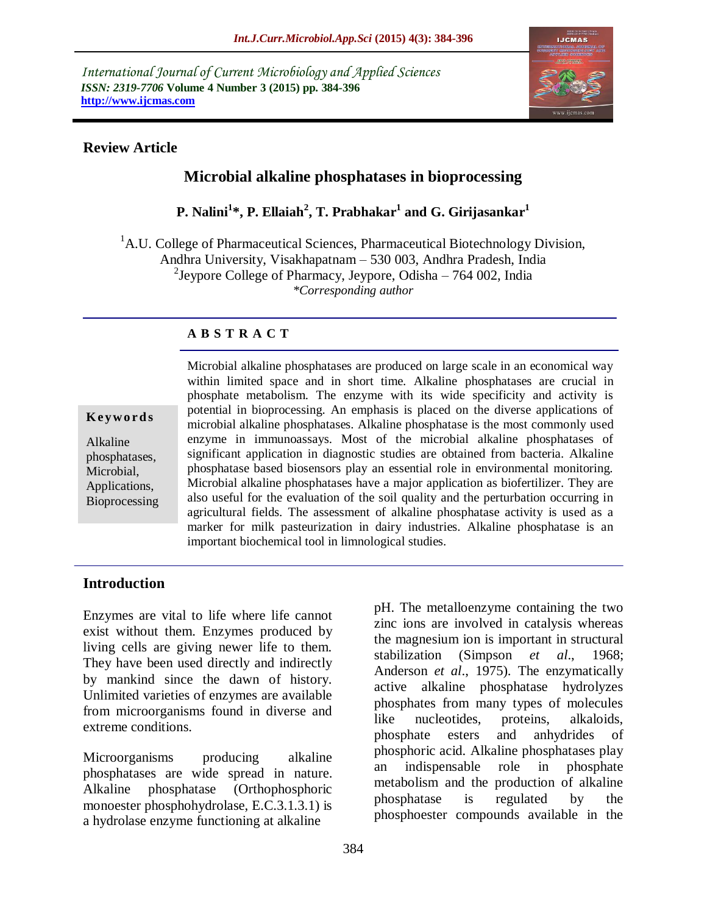International Journal of Current Microbiology and Applied Sciences
*ISSN: 2319-7706* **Volume 4 Number 3 (2015) pp. 384-396**
**http://www.ijcmas.com**

**Review Article**

# Microbial alkaline phosphatases in bioprocessing

**P. Nalini[1]*, P. Ellaiah[2], T. Prabhakar[1] and G. Girijasankar[1]**

[1]A.U. College of Pharmaceutical Sciences, Pharmaceutical Biotechnology Division, Andhra University, Visakhapatnam – 530 003, Andhra Pradesh, India
[2]Jeypore College of Pharmacy, Jeypore, Odisha – 764 002, India
*\*Corresponding author*

## A B S T R A C T

**Keywords**

Alkaline phosphatases, Microbial, Applications, Bioprocessing

Microbial alkaline phosphatases are produced on large scale in an economical way within limited space and in short time. Alkaline phosphatases are crucial in phosphate metabolism. The enzyme with its wide specificity and activity is potential in bioprocessing. An emphasis is placed on the diverse applications of microbial alkaline phosphatases. Alkaline phosphatase is the most commonly used enzyme in immunoassays. Most of the microbial alkaline phosphatases of significant application in diagnostic studies are obtained from bacteria. Alkaline phosphatase based biosensors play an essential role in environmental monitoring. Microbial alkaline phosphatases have a major application as biofertilizer. They are also useful for the evaluation of the soil quality and the perturbation occurring in agricultural fields. The assessment of alkaline phosphatase activity is used as a marker for milk pasteurization in dairy industries. Alkaline phosphatase is an important biochemical tool in limnological studies.

## Introduction

Enzymes are vital to life where life cannot exist without them. Enzymes produced by living cells are giving newer life to them. They have been used directly and indirectly by mankind since the dawn of history. Unlimited varieties of enzymes are available from microorganisms found in diverse and extreme conditions.

Microorganisms producing alkaline phosphatases are wide spread in nature. Alkaline phosphatase (Orthophosphoric monoester phosphohydrolase, E.C.3.1.3.1) is a hydrolase enzyme functioning at alkaline pH. The metalloenzyme containing the two zinc ions are involved in catalysis whereas the magnesium ion is important in structural stabilization (Simpson *et al*., 1968; Anderson *et al*., 1975). The enzymatically active alkaline phosphatase hydrolyzes phosphates from many types of molecules like nucleotides, proteins, alkaloids, phosphate esters and anhydrides of phosphoric acid. Alkaline phosphatases play an indispensable role in phosphate metabolism and the production of alkaline phosphatase is regulated by the phosphoester compounds available in the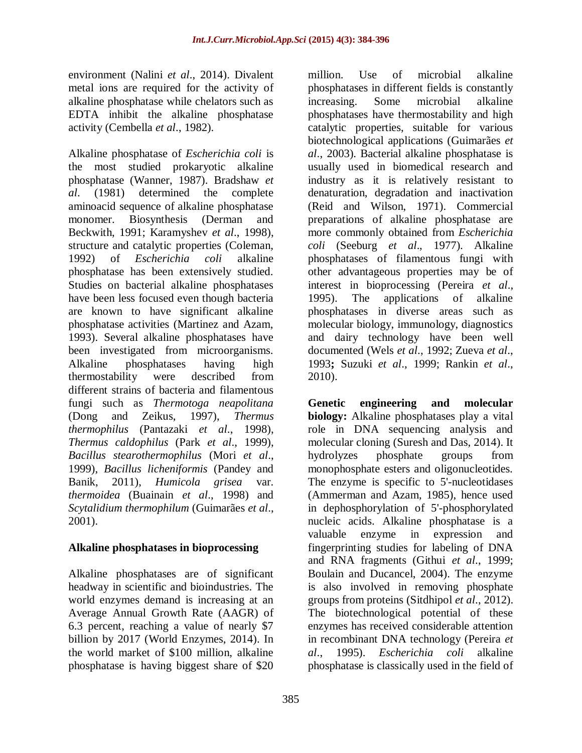environment (Nalini *et al*., 2014). Divalent metal ions are required for the activity of alkaline phosphatase while chelators such as EDTA inhibit the alkaline phosphatase activity (Cembella *et al*., 1982).

Alkaline phosphatase of *Escherichia coli* is the most studied prokaryotic alkaline phosphatase (Wanner, 1987). Bradshaw *et al*. (1981) determined the complete aminoacid sequence of alkaline phosphatase monomer. Biosynthesis (Derman and Beckwith, 1991; Karamyshev *et al*., 1998), structure and catalytic properties (Coleman, 1992) of *Escherichia coli* alkaline phosphatase has been extensively studied. Studies on bacterial alkaline phosphatases have been less focused even though bacteria are known to have significant alkaline phosphatase activities (Martinez and Azam, 1993). Several alkaline phosphatases have been investigated from microorganisms. Alkaline phosphatases having high thermostability were described from different strains of bacteria and filamentous fungi such as *Thermotoga neapolitana* (Dong and Zeikus, 1997), *Thermus thermophilus* (Pantazaki *et al*., 1998), *Thermus caldophilus* (Park *et al*., 1999), *Bacillus stearothermophilus* (Mori *et al*., 1999), *Bacillus licheniformis* (Pandey and Banik, 2011), *Humicola grisea* var. *thermoidea* (Buainain *et al*., 1998) and *Scytalidium thermophilum* (Guimarães *et al*., 2001).

## Alkaline phosphatases in bioprocessing

Alkaline phosphatases are of significant headway in scientific and bioindustries. The world enzymes demand is increasing at an Average Annual Growth Rate (AAGR) of 6.3 percent, reaching a value of nearly $7 billion by 2017 (World Enzymes, 2014). In the world market of $100 million, alkaline phosphatase is having biggest share of $20 million. Use of microbial alkaline phosphatases in different fields is constantly increasing. Some microbial alkaline phosphatases have thermostability and high catalytic properties, suitable for various biotechnological applications (Guimarães *et al*., 2003). Bacterial alkaline phosphatase is usually used in biomedical research and industry as it is relatively resistant to denaturation, degradation and inactivation (Reid and Wilson, 1971). Commercial preparations of alkaline phosphatase are more commonly obtained from *Escherichia coli* (Seeburg *et al*., 1977). Alkaline phosphatases of filamentous fungi with other advantageous properties may be of interest in bioprocessing (Pereira *et al*., 1995). The applications of alkaline phosphatases in diverse areas such as molecular biology, immunology, diagnostics and dairy technology have been well documented (Wels *et al*., 1992; Zueva *et al*., 1993**;** Suzuki *et al*., 1999; Rankin *et al*., 2010).

**Genetic engineering and molecular biology:** Alkaline phosphatases play a vital role in DNA sequencing analysis and molecular cloning (Suresh and Das, 2014). It hydrolyzes phosphate groups from monophosphate esters and oligonucleotides. The enzyme is specific to 5'-nucleotidases (Ammerman and Azam, 1985), hence used in dephosphorylation of 5'-phosphorylated nucleic acids. Alkaline phosphatase is a valuable enzyme in expression and fingerprinting studies for labeling of DNA and RNA fragments (Githui *et al*., 1999; Boulain and Ducancel, 2004). The enzyme is also involved in removing phosphate groups from proteins (Sitdhipol *et al*., 2012). The biotechnological potential of these enzymes has received considerable attention in recombinant DNA technology (Pereira *et al*., 1995). *Escherichia coli* alkaline phosphatase is classically used in the field of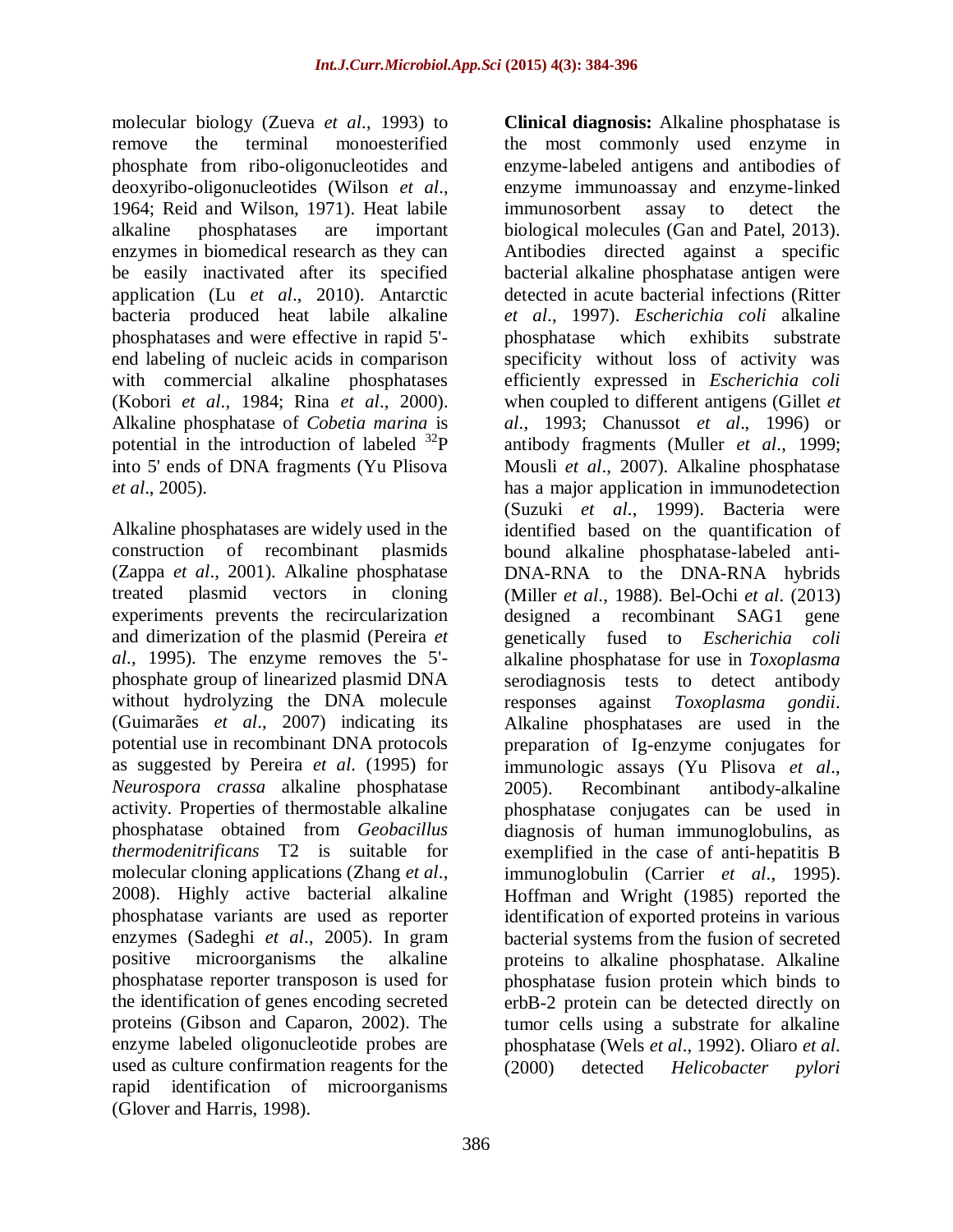molecular biology (Zueva *et al*., 1993) to remove the terminal monoesterified phosphate from ribo-oligonucleotides and deoxyribo-oligonucleotides (Wilson *et al*., 1964; Reid and Wilson, 1971). Heat labile alkaline phosphatases are important enzymes in biomedical research as they can be easily inactivated after its specified application (Lu *et al*., 2010). Antarctic bacteria produced heat labile alkaline phosphatases and were effective in rapid 5'-end labeling of nucleic acids in comparison with commercial alkaline phosphatases (Kobori *et al*., 1984; Rina *et al*., 2000). Alkaline phosphatase of *Cobetia marina* is potential in the introduction of labeled $^{32}P$ into 5' ends of DNA fragments (Yu Plisova *et al*., 2005).

Alkaline phosphatases are widely used in the construction of recombinant plasmids (Zappa *et al*., 2001). Alkaline phosphatase treated plasmid vectors in cloning experiments prevents the recircularization and dimerization of the plasmid (Pereira *et al*., 1995). The enzyme removes the 5'-phosphate group of linearized plasmid DNA without hydrolyzing the DNA molecule (Guimarães *et al*., 2007) indicating its potential use in recombinant DNA protocols as suggested by Pereira *et al*. (1995) for *Neurospora crassa* alkaline phosphatase activity. Properties of thermostable alkaline phosphatase obtained from *Geobacillus thermodenitrificans* T2 is suitable for molecular cloning applications (Zhang *et al*., 2008). Highly active bacterial alkaline phosphatase variants are used as reporter enzymes (Sadeghi *et al*., 2005). In gram positive microorganisms the alkaline phosphatase reporter transposon is used for the identification of genes encoding secreted proteins (Gibson and Caparon, 2002). The enzyme labeled oligonucleotide probes are used as culture confirmation reagents for the rapid identification of microorganisms (Glover and Harris, 1998).

**Clinical diagnosis:** Alkaline phosphatase is the most commonly used enzyme in enzyme-labeled antigens and antibodies of enzyme immunoassay and enzyme-linked immunosorbent assay to detect the biological molecules (Gan and Patel, 2013). Antibodies directed against a specific bacterial alkaline phosphatase antigen were detected in acute bacterial infections (Ritter *et al*., 1997). *Escherichia coli* alkaline phosphatase which exhibits substrate specificity without loss of activity was efficiently expressed in *Escherichia coli* when coupled to different antigens (Gillet *et al*., 1993; Chanussot *et al*., 1996) or antibody fragments (Muller *et al*., 1999; Mousli *et al*., 2007). Alkaline phosphatase has a major application in immunodetection (Suzuki *et al*., 1999). Bacteria were identified based on the quantification of bound alkaline phosphatase-labeled anti-DNA-RNA to the DNA-RNA hybrids (Miller *et al*., 1988). Bel-Ochi *et al*. (2013) designed a recombinant SAG1 gene genetically fused to *Escherichia coli* alkaline phosphatase for use in *Toxoplasma* serodiagnosis tests to detect antibody responses against *Toxoplasma gondii*. Alkaline phosphatases are used in the preparation of Ig-enzyme conjugates for immunologic assays (Yu Plisova *et al*., 2005). Recombinant antibody-alkaline phosphatase conjugates can be used in diagnosis of human immunoglobulins, as exemplified in the case of anti-hepatitis B immunoglobulin (Carrier *et al*., 1995). Hoffman and Wright (1985) reported the identification of exported proteins in various bacterial systems from the fusion of secreted proteins to alkaline phosphatase. Alkaline phosphatase fusion protein which binds to erbB-2 protein can be detected directly on tumor cells using a substrate for alkaline phosphatase (Wels *et al*., 1992). Oliaro *et al*. (2000) detected *Helicobacter pylori*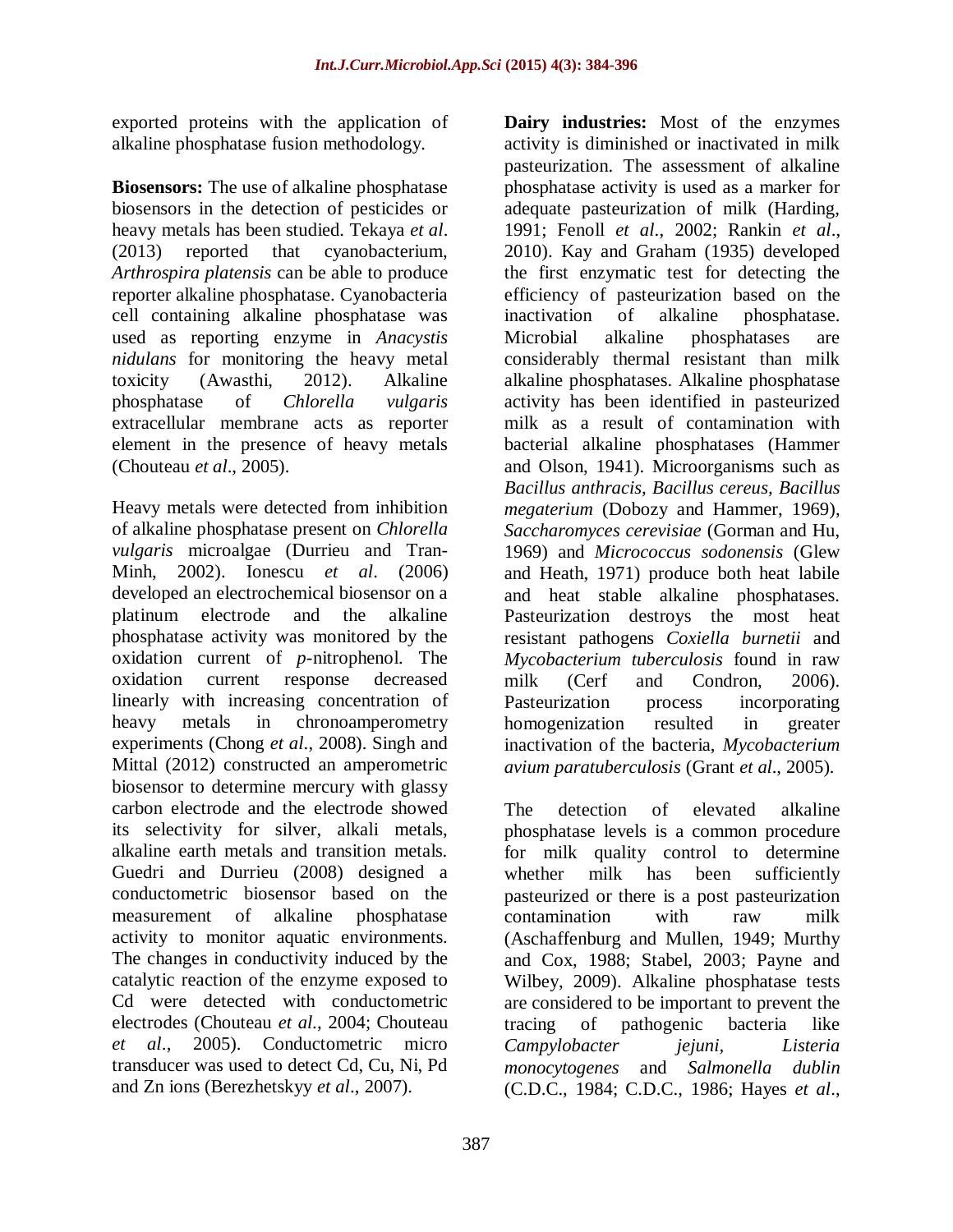exported proteins with the application of alkaline phosphatase fusion methodology.

**Biosensors:** The use of alkaline phosphatase biosensors in the detection of pesticides or heavy metals has been studied. Tekaya *et al*. (2013) reported that cyanobacterium, *Arthrospira platensis* can be able to produce reporter alkaline phosphatase. Cyanobacteria cell containing alkaline phosphatase was used as reporting enzyme in *Anacystis nidulans* for monitoring the heavy metal toxicity (Awasthi, 2012). Alkaline phosphatase of *Chlorella vulgaris* extracellular membrane acts as reporter element in the presence of heavy metals (Chouteau *et al*., 2005).

Heavy metals were detected from inhibition of alkaline phosphatase present on *Chlorella vulgaris* microalgae (Durrieu and Tran-Minh, 2002). Ionescu *et al*. (2006) developed an electrochemical biosensor on a platinum electrode and the alkaline phosphatase activity was monitored by the oxidation current of *p*-nitrophenol. The oxidation current response decreased linearly with increasing concentration of heavy metals in chronoamperometry experiments (Chong *et al*., 2008). Singh and Mittal (2012) constructed an amperometric biosensor to determine mercury with glassy carbon electrode and the electrode showed its selectivity for silver, alkali metals, alkaline earth metals and transition metals. Guedri and Durrieu (2008) designed a conductometric biosensor based on the measurement of alkaline phosphatase activity to monitor aquatic environments. The changes in conductivity induced by the catalytic reaction of the enzyme exposed to Cd were detected with conductometric electrodes (Chouteau *et al.*, 2004; Chouteau *et al*., 2005). Conductometric micro transducer was used to detect Cd, Cu, Ni, Pd and Zn ions (Berezhetskyy *et al*., 2007).

**Dairy industries:** Most of the enzymes activity is diminished or inactivated in milk pasteurization. The assessment of alkaline phosphatase activity is used as a marker for adequate pasteurization of milk (Harding, 1991; Fenoll *et al*., 2002; Rankin *et al*., 2010). Kay and Graham (1935) developed the first enzymatic test for detecting the efficiency of pasteurization based on the inactivation of alkaline phosphatase. Microbial alkaline phosphatases are considerably thermal resistant than milk alkaline phosphatases. Alkaline phosphatase activity has been identified in pasteurized milk as a result of contamination with bacterial alkaline phosphatases (Hammer and Olson, 1941). Microorganisms such as *Bacillus anthracis, Bacillus cereus, Bacillus megaterium* (Dobozy and Hammer, 1969), *Saccharomyces cerevisiae* (Gorman and Hu, 1969) and *Micrococcus sodonensis* (Glew and Heath, 1971) produce both heat labile and heat stable alkaline phosphatases. Pasteurization destroys the most heat resistant pathogens *Coxiella burnetii* and *Mycobacterium tuberculosis* found in raw milk (Cerf and Condron, 2006). Pasteurization process incorporating homogenization resulted in greater inactivation of the bacteria, *Mycobacterium avium paratuberculosis* (Grant *et al*., 2005).

The detection of elevated alkaline phosphatase levels is a common procedure for milk quality control to determine whether milk has been sufficiently pasteurized or there is a post pasteurization contamination with raw milk (Aschaffenburg and Mullen, 1949; Murthy and Cox, 1988; Stabel, 2003; Payne and Wilbey, 2009). Alkaline phosphatase tests are considered to be important to prevent the tracing of pathogenic bacteria like *Campylobacter jejuni*, *Listeria monocytogenes* and *Salmonella dublin* (C.D.C., 1984; C.D.C., 1986; Hayes *et al*.,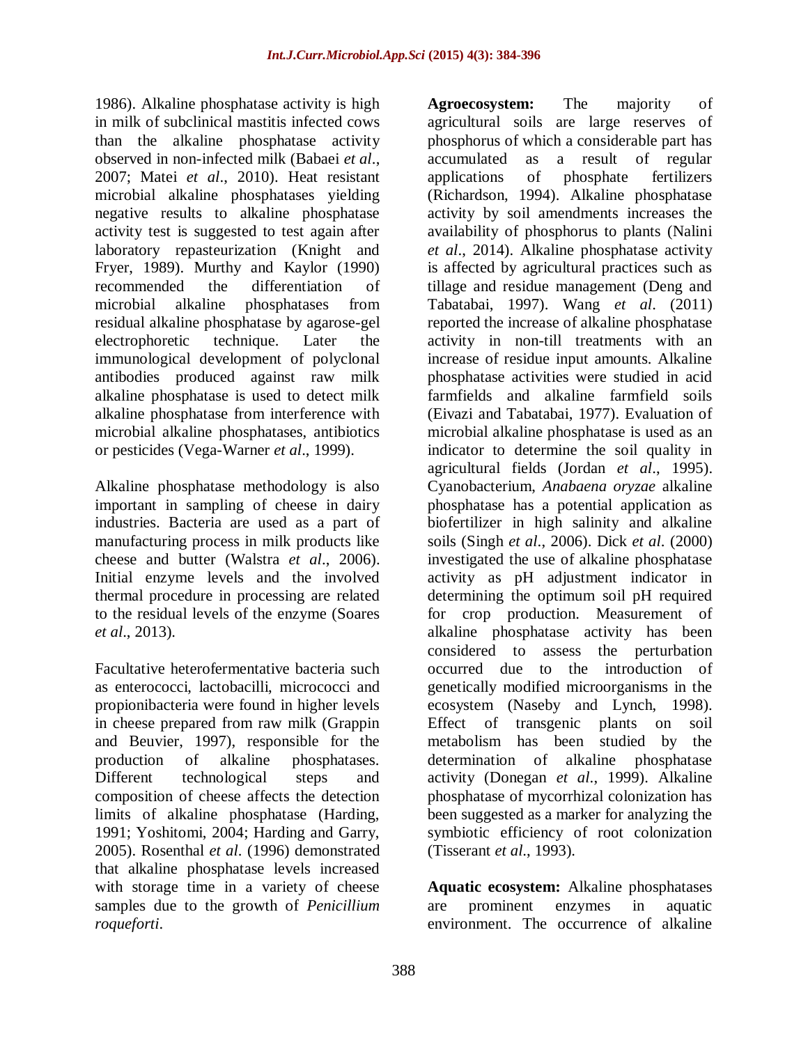1986). Alkaline phosphatase activity is high in milk of subclinical mastitis infected cows than the alkaline phosphatase activity observed in non-infected milk (Babaei *et al*., 2007; Matei *et al*., 2010). Heat resistant microbial alkaline phosphatases yielding negative results to alkaline phosphatase activity test is suggested to test again after laboratory repasteurization (Knight and Fryer, 1989). Murthy and Kaylor (1990) recommended the differentiation of microbial alkaline phosphatases from residual alkaline phosphatase by agarose-gel electrophoretic technique. Later the immunological development of polyclonal antibodies produced against raw milk alkaline phosphatase is used to detect milk alkaline phosphatase from interference with microbial alkaline phosphatases, antibiotics or pesticides (Vega-Warner *et al*., 1999).

Alkaline phosphatase methodology is also important in sampling of cheese in dairy industries. Bacteria are used as a part of manufacturing process in milk products like cheese and butter (Walstra *et al*., 2006). Initial enzyme levels and the involved thermal procedure in processing are related to the residual levels of the enzyme (Soares *et al*., 2013).

Facultative heterofermentative bacteria such as enterococci, lactobacilli, micrococci and propionibacteria were found in higher levels in cheese prepared from raw milk (Grappin and Beuvier, 1997), responsible for the production of alkaline phosphatases. Different technological steps and composition of cheese affects the detection limits of alkaline phosphatase (Harding, 1991; Yoshitomi, 2004; Harding and Garry, 2005). Rosenthal *et al*. (1996) demonstrated that alkaline phosphatase levels increased with storage time in a variety of cheese samples due to the growth of *Penicillium roqueforti*.

**Agroecosystem:** The majority of agricultural soils are large reserves of phosphorus of which a considerable part has accumulated as a result of regular applications of phosphate fertilizers (Richardson, 1994). Alkaline phosphatase activity by soil amendments increases the availability of phosphorus to plants (Nalini *et al*., 2014). Alkaline phosphatase activity is affected by agricultural practices such as tillage and residue management (Deng and Tabatabai, 1997). Wang *et al*. (2011) reported the increase of alkaline phosphatase activity in non-till treatments with an increase of residue input amounts. Alkaline phosphatase activities were studied in acid farmfields and alkaline farmfield soils (Eivazi and Tabatabai, 1977). Evaluation of microbial alkaline phosphatase is used as an indicator to determine the soil quality in agricultural fields (Jordan *et al*., 1995). Cyanobacterium, *Anabaena oryzae* alkaline phosphatase has a potential application as biofertilizer in high salinity and alkaline soils (Singh *et al*., 2006). Dick *et al*. (2000) investigated the use of alkaline phosphatase activity as pH adjustment indicator in determining the optimum soil pH required for crop production. Measurement of alkaline phosphatase activity has been considered to assess the perturbation occurred due to the introduction of genetically modified microorganisms in the ecosystem (Naseby and Lynch, 1998). Effect of transgenic plants on soil metabolism has been studied by the determination of alkaline phosphatase activity (Donegan *et al*., 1999). Alkaline phosphatase of mycorrhizal colonization has been suggested as a marker for analyzing the symbiotic efficiency of root colonization (Tisserant *et al*., 1993).

**Aquatic ecosystem:** Alkaline phosphatases are prominent enzymes in aquatic environment. The occurrence of alkaline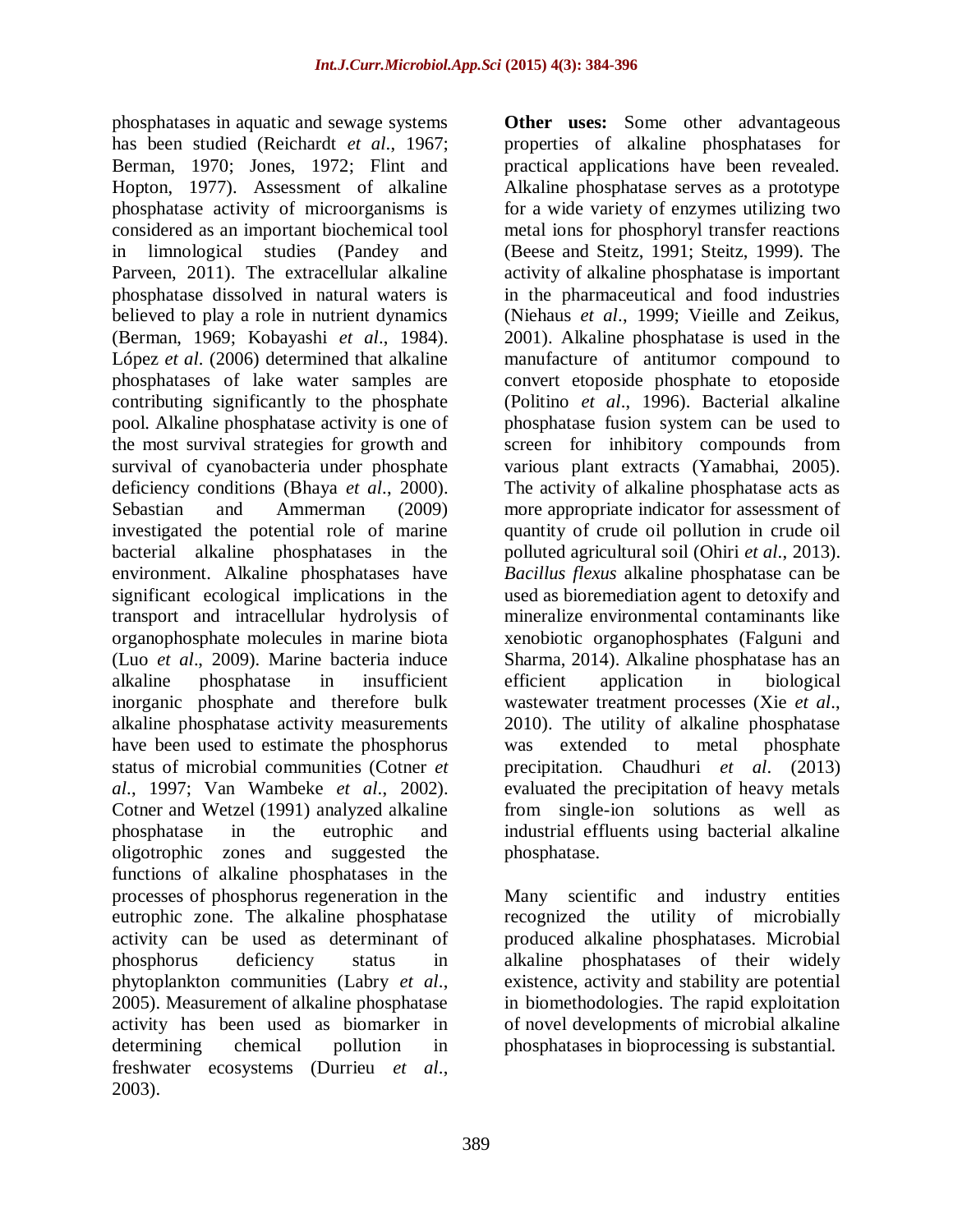phosphatases in aquatic and sewage systems has been studied (Reichardt *et al*., 1967; Berman, 1970; Jones, 1972; Flint and Hopton, 1977). Assessment of alkaline phosphatase activity of microorganisms is considered as an important biochemical tool in limnological studies (Pandey and Parveen, 2011). The extracellular alkaline phosphatase dissolved in natural waters is believed to play a role in nutrient dynamics (Berman, 1969; Kobayashi *et al*., 1984). López *et al*. (2006) determined that alkaline phosphatases of lake water samples are contributing significantly to the phosphate pool. Alkaline phosphatase activity is one of the most survival strategies for growth and survival of cyanobacteria under phosphate deficiency conditions (Bhaya *et al*., 2000). Sebastian and Ammerman (2009) investigated the potential role of marine bacterial alkaline phosphatases in the environment. Alkaline phosphatases have significant ecological implications in the transport and intracellular hydrolysis of organophosphate molecules in marine biota (Luo *et al*., 2009). Marine bacteria induce alkaline phosphatase in insufficient inorganic phosphate and therefore bulk alkaline phosphatase activity measurements have been used to estimate the phosphorus status of microbial communities (Cotner *et al*., 1997; Van Wambeke *et al*., 2002). Cotner and Wetzel (1991) analyzed alkaline phosphatase in the eutrophic and oligotrophic zones and suggested the functions of alkaline phosphatases in the processes of phosphorus regeneration in the eutrophic zone. The alkaline phosphatase activity can be used as determinant of phosphorus deficiency status in phytoplankton communities (Labry *et al*., 2005). Measurement of alkaline phosphatase activity has been used as biomarker in determining chemical pollution in freshwater ecosystems (Durrieu *et al*., 2003).

**Other uses:** Some other advantageous properties of alkaline phosphatases for practical applications have been revealed. Alkaline phosphatase serves as a prototype for a wide variety of enzymes utilizing two metal ions for phosphoryl transfer reactions (Beese and Steitz, 1991; Steitz, 1999). The activity of alkaline phosphatase is important in the pharmaceutical and food industries (Niehaus *et al*., 1999; Vieille and Zeikus, 2001). Alkaline phosphatase is used in the manufacture of antitumor compound to convert etoposide phosphate to etoposide (Politino *et al*., 1996). Bacterial alkaline phosphatase fusion system can be used to screen for inhibitory compounds from various plant extracts (Yamabhai, 2005). The activity of alkaline phosphatase acts as more appropriate indicator for assessment of quantity of crude oil pollution in crude oil polluted agricultural soil (Ohiri *et al*., 2013). *Bacillus flexus* alkaline phosphatase can be used as bioremediation agent to detoxify and mineralize environmental contaminants like xenobiotic organophosphates (Falguni and Sharma, 2014). Alkaline phosphatase has an efficient application in biological wastewater treatment processes (Xie *et al*., 2010). The utility of alkaline phosphatase was extended to metal phosphate precipitation. Chaudhuri *et al*. (2013) evaluated the precipitation of heavy metals from single-ion solutions as well as industrial effluents using bacterial alkaline phosphatase.

Many scientific and industry entities recognized the utility of microbially produced alkaline phosphatases. Microbial alkaline phosphatases of their widely existence, activity and stability are potential in biomethodologies. The rapid exploitation of novel developments of microbial alkaline phosphatases in bioprocessing is substantial.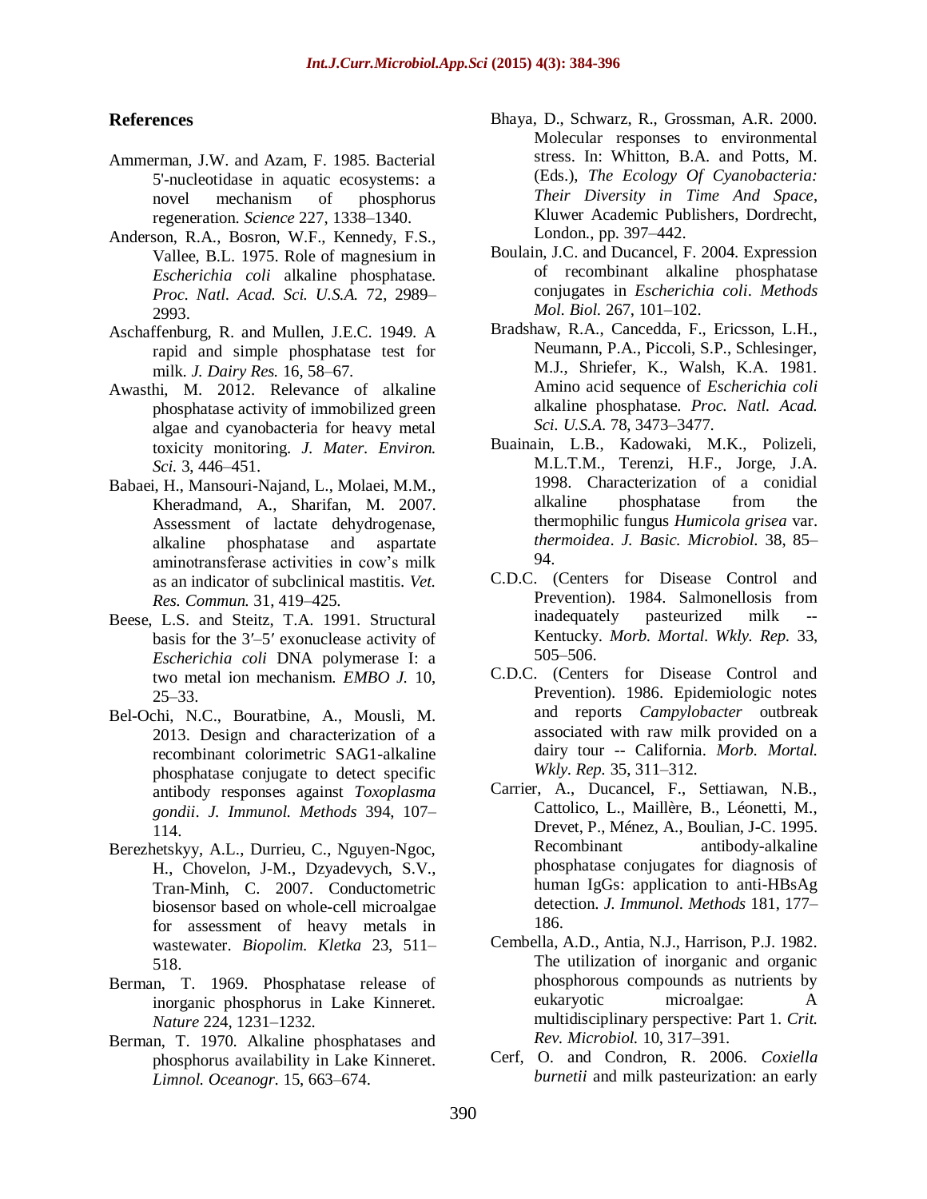## References

Ammerman, J.W. and Azam, F. 1985. Bacterial 5'-nucleotidase in aquatic ecosystems: a novel mechanism of phosphorus regeneration. *Science* 227, 1338–1340.

Anderson, R.A., Bosron, W.F., Kennedy, F.S., Vallee, B.L. 1975. Role of magnesium in *Escherichia coli* alkaline phosphatase. *Proc. Natl. Acad. Sci. U.S.A.* 72, 2989–2993.

Aschaffenburg, R. and Mullen, J.E.C. 1949. A rapid and simple phosphatase test for milk. *J. Dairy Res.* 16, 58–67.

Awasthi, M. 2012. Relevance of alkaline phosphatase activity of immobilized green algae and cyanobacteria for heavy metal toxicity monitoring. *J. Mater. Environ. Sci.* 3, 446–451.

Babaei, H., Mansouri-Najand, L., Molaei, M.M., Kheradmand, A., Sharifan, M. 2007. Assessment of lactate dehydrogenase, alkaline phosphatase and aspartate aminotransferase activities in cow's milk as an indicator of subclinical mastitis. *Vet. Res. Commun.* 31, 419–425.

Beese, L.S. and Steitz, T.A. 1991. Structural basis for the 3′–5′ exonuclease activity of *Escherichia coli* DNA polymerase I: a two metal ion mechanism. *EMBO J.* 10, 25–33.

Bel-Ochi, N.C., Bouratbine, A., Mousli, M. 2013. Design and characterization of a recombinant colorimetric SAG1-alkaline phosphatase conjugate to detect specific antibody responses against *Toxoplasma gondii*. *J. Immunol. Methods* 394, 107–114.

Berezhetskyy, A.L., Durrieu, C., Nguyen-Ngoc, H., Chovelon, J-M., Dzyadevych, S.V., Tran-Minh, C. 2007. Conductometric biosensor based on whole-cell microalgae for assessment of heavy metals in wastewater. *Biopolim. Kletka* 23, 511–518.

Berman, T. 1969. Phosphatase release of inorganic phosphorus in Lake Kinneret. *Nature* 224, 1231–1232.

Berman, T. 1970. Alkaline phosphatases and phosphorus availability in Lake Kinneret. *Limnol. Oceanogr.* 15, 663–674.

Bhaya, D., Schwarz, R., Grossman, A.R. 2000. Molecular responses to environmental stress. In: Whitton, B.A. and Potts, M. (Eds.), *The Ecology Of Cyanobacteria: Their Diversity in Time And Space*, Kluwer Academic Publishers, Dordrecht, London., pp. 397–442.

Boulain, J.C. and Ducancel, F. 2004. Expression of recombinant alkaline phosphatase conjugates in *Escherichia coli*. *Methods Mol. Biol.* 267, 101–102.

Bradshaw, R.A., Cancedda, F., Ericsson, L.H., Neumann, P.A., Piccoli, S.P., Schlesinger, M.J., Shriefer, K., Walsh, K.A. 1981. Amino acid sequence of *Escherichia coli* alkaline phosphatase. *Proc. Natl. Acad. Sci. U.S.A.* 78, 3473–3477.

Buainain, L.B., Kadowaki, M.K., Polizeli, M.L.T.M., Terenzi, H.F., Jorge, J.A. 1998. Characterization of a conidial alkaline phosphatase from the thermophilic fungus *Humicola grisea* var. *thermoidea*. *J. Basic. Microbiol.* 38, 85–94.

C.D.C. (Centers for Disease Control and Prevention). 1984. Salmonellosis from inadequately pasteurized milk -- Kentucky. *Morb. Mortal. Wkly. Rep.* 33, 505–506.

C.D.C. (Centers for Disease Control and Prevention). 1986. Epidemiologic notes and reports *Campylobacter* outbreak associated with raw milk provided on a dairy tour -- California. *Morb. Mortal. Wkly. Rep.* 35, 311–312.

Carrier, A., Ducancel, F., Settiawan, N.B., Cattolico, L., Maillère, B., Léonetti, M., Drevet, P., Ménez, A., Boulian, J-C. 1995. Recombinant antibody-alkaline phosphatase conjugates for diagnosis of human IgGs: application to anti-HBsAg detection. *J. Immunol. Methods* 181, 177–186.

Cembella, A.D., Antia, N.J., Harrison, P.J. 1982. The utilization of inorganic and organic phosphorous compounds as nutrients by eukaryotic microalgae: A multidisciplinary perspective: Part 1. *Crit. Rev. Microbiol.* 10, 317–391.

Cerf, O. and Condron, R. 2006. *Coxiella burnetii* and milk pasteurization: an early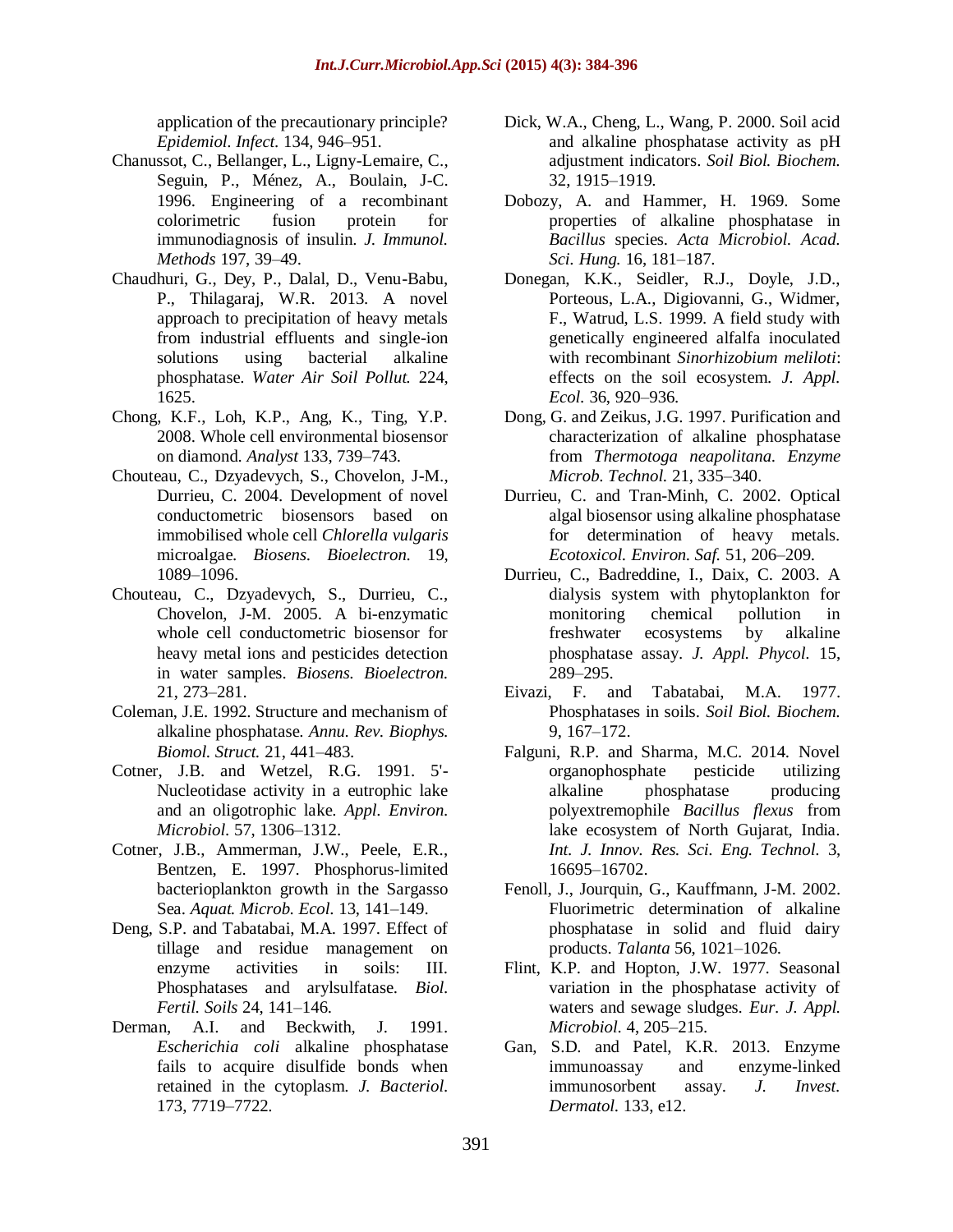application of the precautionary principle? *Epidemiol. Infect.* 134, 946–951.

Chanussot, C., Bellanger, L., Ligny-Lemaire, C., Seguin, P., Ménez, A., Boulain, J-C. 1996. Engineering of a recombinant colorimetric fusion protein for immunodiagnosis of insulin. *J. Immunol. Methods* 197, 39–49.

Chaudhuri, G., Dey, P., Dalal, D., Venu-Babu, P., Thilagaraj, W.R. 2013. A novel approach to precipitation of heavy metals from industrial effluents and single-ion solutions using bacterial alkaline phosphatase. *Water Air Soil Pollut.* 224, 1625.

Chong, K.F., Loh, K.P., Ang, K., Ting, Y.P. 2008. Whole cell environmental biosensor on diamond. *Analyst* 133, 739–743.

Chouteau, C., Dzyadevych, S., Chovelon, J-M., Durrieu, C. 2004. Development of novel conductometric biosensors based on immobilised whole cell *Chlorella vulgaris* microalgae. *Biosens. Bioelectron.* 19, 1089–1096.

Chouteau, C., Dzyadevych, S., Durrieu, C., Chovelon, J-M. 2005. A bi-enzymatic whole cell conductometric biosensor for heavy metal ions and pesticides detection in water samples. *Biosens. Bioelectron.* 21, 273–281.

Coleman, J.E. 1992. Structure and mechanism of alkaline phosphatase. *Annu. Rev. Biophys. Biomol. Struct.* 21, 441–483.

Cotner, J.B. and Wetzel, R.G. 1991. 5'-Nucleotidase activity in a eutrophic lake and an oligotrophic lake. *Appl. Environ. Microbiol.* 57, 1306–1312.

Cotner, J.B., Ammerman, J.W., Peele, E.R., Bentzen, E. 1997. Phosphorus-limited bacterioplankton growth in the Sargasso Sea. *Aquat. Microb. Ecol.* 13, 141–149.

Deng, S.P. and Tabatabai, M.A. 1997. Effect of tillage and residue management on enzyme activities in soils: III. Phosphatases and arylsulfatase. *Biol. Fertil. Soils* 24, 141–146.

Derman, A.I. and Beckwith, J. 1991. *Escherichia coli* alkaline phosphatase fails to acquire disulfide bonds when retained in the cytoplasm. *J. Bacteriol.* 173, 7719–7722.

Dick, W.A., Cheng, L., Wang, P. 2000. Soil acid and alkaline phosphatase activity as pH adjustment indicators. *Soil Biol. Biochem.* 32, 1915–1919.

Dobozy, A. and Hammer, H. 1969. Some properties of alkaline phosphatase in *Bacillus* species. *Acta Microbiol. Acad. Sci. Hung.* 16, 181–187.

Donegan, K.K., Seidler, R.J., Doyle, J.D., Porteous, L.A., Digiovanni, G., Widmer, F., Watrud, L.S. 1999. A field study with genetically engineered alfalfa inoculated with recombinant *Sinorhizobium meliloti*: effects on the soil ecosystem. *J. Appl. Ecol.* 36, 920–936.

Dong, G. and Zeikus, J.G. 1997. Purification and characterization of alkaline phosphatase from *Thermotoga neapolitana*. *Enzyme Microb. Technol.* 21, 335–340.

Durrieu, C. and Tran-Minh, C. 2002. Optical algal biosensor using alkaline phosphatase for determination of heavy metals. *Ecotoxicol. Environ. Saf.* 51, 206–209.

Durrieu, C., Badreddine, I., Daix, C. 2003. A dialysis system with phytoplankton for monitoring chemical pollution in freshwater ecosystems by alkaline phosphatase assay. *J. Appl. Phycol.* 15, 289–295.

Eivazi, F. and Tabatabai, M.A. 1977. Phosphatases in soils. *Soil Biol. Biochem.* 9, 167–172.

Falguni, R.P. and Sharma, M.C. 2014. Novel organophosphate pesticide utilizing alkaline phosphatase producing polyextremophile *Bacillus flexus* from lake ecosystem of North Gujarat, India. *Int. J. Innov. Res. Sci. Eng. Technol.* 3, 16695–16702.

Fenoll, J., Jourquin, G., Kauffmann, J-M. 2002. Fluorimetric determination of alkaline phosphatase in solid and fluid dairy products. *Talanta* 56, 1021–1026.

Flint, K.P. and Hopton, J.W. 1977. Seasonal variation in the phosphatase activity of waters and sewage sludges. *Eur. J. Appl. Microbiol.* 4, 205–215.

Gan, S.D. and Patel, K.R. 2013. Enzyme immunoassay and enzyme-linked immunosorbent assay. *J. Invest. Dermatol.* 133, e12.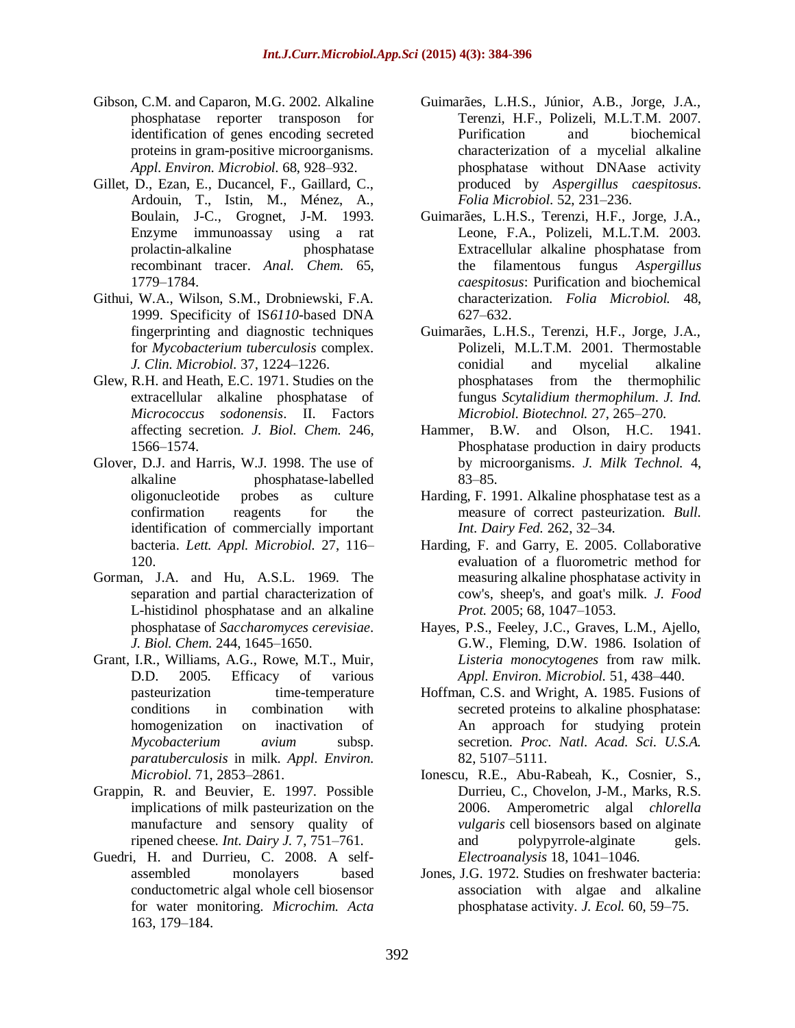Gibson, C.M. and Caparon, M.G. 2002. Alkaline phosphatase reporter transposon for identification of genes encoding secreted proteins in gram-positive microorganisms. *Appl. Environ. Microbiol.* 68, 928–932.

Gillet, D., Ezan, E., Ducancel, F., Gaillard, C., Ardouin, T., Istin, M., Ménez, A., Boulain, J-C., Grognet, J-M. 1993. Enzyme immunoassay using a rat prolactin-alkaline phosphatase recombinant tracer. *Anal. Chem.* 65, 1779–1784.

Githui, W.A., Wilson, S.M., Drobniewski, F.A. 1999. Specificity of IS*6110*-based DNA fingerprinting and diagnostic techniques for *Mycobacterium tuberculosis* complex. *J. Clin. Microbiol.* 37, 1224–1226.

Glew, R.H. and Heath, E.C. 1971. Studies on the extracellular alkaline phosphatase of *Micrococcus sodonensis*. II. Factors affecting secretion. *J. Biol. Chem.* 246, 1566–1574.

Glover, D.J. and Harris, W.J. 1998. The use of alkaline phosphatase-labelled oligonucleotide probes as culture confirmation reagents for the identification of commercially important bacteria. *Lett. Appl. Microbiol.* 27, 116–120.

Gorman, J.A. and Hu, A.S.L. 1969. The separation and partial characterization of L-histidinol phosphatase and an alkaline phosphatase of *Saccharomyces cerevisiae*. *J. Biol. Chem.* 244, 1645–1650.

Grant, I.R., Williams, A.G., Rowe, M.T., Muir, D.D. 2005. Efficacy of various pasteurization time-temperature conditions in combination with homogenization on inactivation of *Mycobacterium avium* subsp. *paratuberculosis* in milk. *Appl. Environ. Microbiol.* 71, 2853–2861.

Grappin, R. and Beuvier, E. 1997. Possible implications of milk pasteurization on the manufacture and sensory quality of ripened cheese. *Int. Dairy J.* 7, 751–761.

Guedri, H. and Durrieu, C. 2008. A self-assembled monolayers based conductometric algal whole cell biosensor for water monitoring. *Microchim. Acta* 163, 179–184.

Guimarães, L.H.S., Júnior, A.B., Jorge, J.A., Terenzi, H.F., Polizeli, M.L.T.M. 2007. Purification and biochemical characterization of a mycelial alkaline phosphatase without DNAase activity produced by *Aspergillus caespitosus*. *Folia Microbiol.* 52, 231–236.

Guimarães, L.H.S., Terenzi, H.F., Jorge, J.A., Leone, F.A., Polizeli, M.L.T.M. 2003. Extracellular alkaline phosphatase from the filamentous fungus *Aspergillus caespitosus*: Purification and biochemical characterization. *Folia Microbiol.* 48, 627–632.

Guimarães, L.H.S., Terenzi, H.F., Jorge, J.A., Polizeli, M.L.T.M. 2001. Thermostable conidial and mycelial alkaline phosphatases from the thermophilic fungus *Scytalidium thermophilum*. *J. Ind. Microbiol. Biotechnol.* 27, 265–270.

Hammer, B.W. and Olson, H.C. 1941. Phosphatase production in dairy products by microorganisms. *J. Milk Technol.* 4, 83–85.

Harding, F. 1991. Alkaline phosphatase test as a measure of correct pasteurization. *Bull. Int. Dairy Fed.* 262, 32–34.

Harding, F. and Garry, E. 2005. Collaborative evaluation of a fluorometric method for measuring alkaline phosphatase activity in cow's, sheep's, and goat's milk. *J. Food Prot.* 2005; 68, 1047–1053.

Hayes, P.S., Feeley, J.C., Graves, L.M., Ajello, G.W., Fleming, D.W. 1986. Isolation of *Listeria monocytogenes* from raw milk. *Appl. Environ. Microbiol.* 51, 438–440.

Hoffman, C.S. and Wright, A. 1985. Fusions of secreted proteins to alkaline phosphatase: An approach for studying protein secretion. *Proc. Natl. Acad. Sci. U.S.A.* 82, 5107–5111.

Ionescu, R.E., Abu-Rabeah, K., Cosnier, S., Durrieu, C., Chovelon, J-M., Marks, R.S. 2006. Amperometric algal *chlorella vulgaris* cell biosensors based on alginate and polypyrrole-alginate gels. *Electroanalysis* 18, 1041–1046.

Jones, J.G. 1972. Studies on freshwater bacteria: association with algae and alkaline phosphatase activity. *J. Ecol.* 60, 59–75.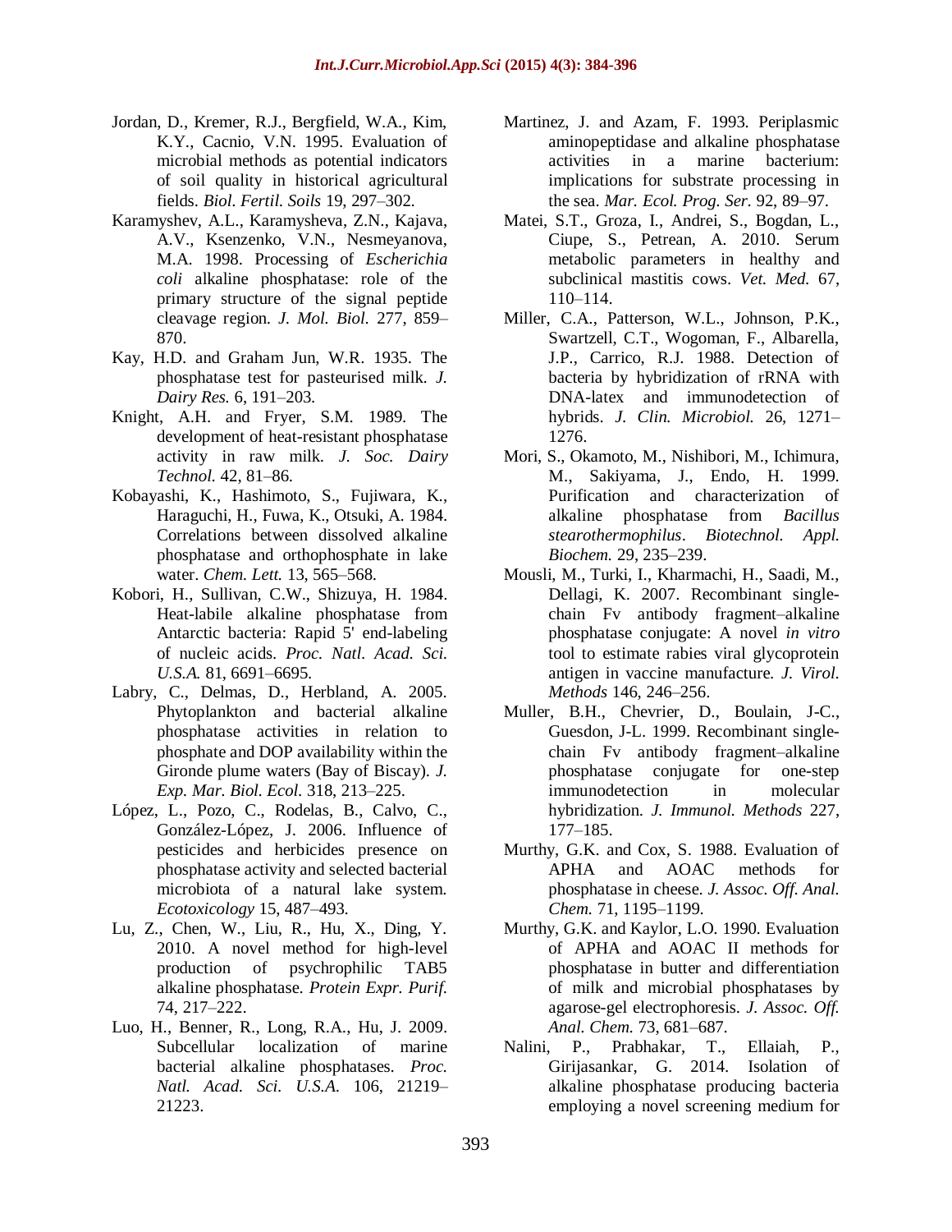Jordan, D., Kremer, R.J., Bergfield, W.A., Kim, K.Y., Cacnio, V.N. 1995. Evaluation of microbial methods as potential indicators of soil quality in historical agricultural fields. *Biol. Fertil. Soils* 19, 297–302.

Karamyshev, A.L., Karamysheva, Z.N., Kajava, A.V., Ksenzenko, V.N., Nesmeyanova, M.A. 1998. Processing of *Escherichia coli* alkaline phosphatase: role of the primary structure of the signal peptide cleavage region. *J. Mol. Biol.* 277, 859–870.

Kay, H.D. and Graham Jun, W.R. 1935. The phosphatase test for pasteurised milk. *J. Dairy Res.* 6, 191–203.

Knight, A.H. and Fryer, S.M. 1989. The development of heat-resistant phosphatase activity in raw milk. *J. Soc. Dairy Technol.* 42, 81–86.

Kobayashi, K., Hashimoto, S., Fujiwara, K., Haraguchi, H., Fuwa, K., Otsuki, A. 1984. Correlations between dissolved alkaline phosphatase and orthophosphate in lake water. *Chem. Lett.* 13, 565–568.

Kobori, H., Sullivan, C.W., Shizuya, H. 1984. Heat-labile alkaline phosphatase from Antarctic bacteria: Rapid 5' end-labeling of nucleic acids. *Proc. Natl. Acad. Sci. U.S.A.* 81, 6691–6695.

Labry, C., Delmas, D., Herbland, A. 2005. Phytoplankton and bacterial alkaline phosphatase activities in relation to phosphate and DOP availability within the Gironde plume waters (Bay of Biscay). *J. Exp. Mar. Biol. Ecol.* 318, 213–225.

López, L., Pozo, C., Rodelas, B., Calvo, C., González-López, J. 2006. Influence of pesticides and herbicides presence on phosphatase activity and selected bacterial microbiota of a natural lake system. *Ecotoxicology* 15, 487–493.

Lu, Z., Chen, W., Liu, R., Hu, X., Ding, Y. 2010. A novel method for high-level production of psychrophilic TAB5 alkaline phosphatase. *Protein Expr. Purif.* 74, 217–222.

Luo, H., Benner, R., Long, R.A., Hu, J. 2009. Subcellular localization of marine bacterial alkaline phosphatases. *Proc. Natl. Acad. Sci. U.S.A.* 106, 21219–21223.

Martinez, J. and Azam, F. 1993. Periplasmic aminopeptidase and alkaline phosphatase activities in a marine bacterium: implications for substrate processing in the sea. *Mar. Ecol. Prog. Ser.* 92, 89–97.

Matei, S.T., Groza, I., Andrei, S., Bogdan, L., Ciupe, S., Petrean, A. 2010. Serum metabolic parameters in healthy and subclinical mastitis cows. *Vet. Med.* 67, 110–114.

Miller, C.A., Patterson, W.L., Johnson, P.K., Swartzell, C.T., Wogoman, F., Albarella, J.P., Carrico, R.J. 1988. Detection of bacteria by hybridization of rRNA with DNA-latex and immunodetection of hybrids. *J. Clin. Microbiol.* 26, 1271–1276.

Mori, S., Okamoto, M., Nishibori, M., Ichimura, M., Sakiyama, J., Endo, H. 1999. Purification and characterization of alkaline phosphatase from *Bacillus stearothermophilus*. *Biotechnol. Appl. Biochem.* 29, 235–239.

Mousli, M., Turki, I., Kharmachi, H., Saadi, M., Dellagi, K. 2007. Recombinant single-chain Fv antibody fragment–alkaline phosphatase conjugate: A novel *in vitro* tool to estimate rabies viral glycoprotein antigen in vaccine manufacture. *J. Virol. Methods* 146, 246–256.

Muller, B.H., Chevrier, D., Boulain, J-C., Guesdon, J-L. 1999. Recombinant single-chain Fv antibody fragment–alkaline phosphatase conjugate for one-step immunodetection in molecular hybridization. *J. Immunol. Methods* 227, 177–185.

Murthy, G.K. and Cox, S. 1988. Evaluation of APHA and AOAC methods for phosphatase in cheese. *J. Assoc. Off. Anal. Chem.* 71, 1195–1199.

Murthy, G.K. and Kaylor, L.O. 1990. Evaluation of APHA and AOAC II methods for phosphatase in butter and differentiation of milk and microbial phosphatases by agarose-gel electrophoresis. *J. Assoc. Off. Anal. Chem.* 73, 681–687.

Nalini, P., Prabhakar, T., Ellaiah, P., Girijasankar, G. 2014. Isolation of alkaline phosphatase producing bacteria employing a novel screening medium for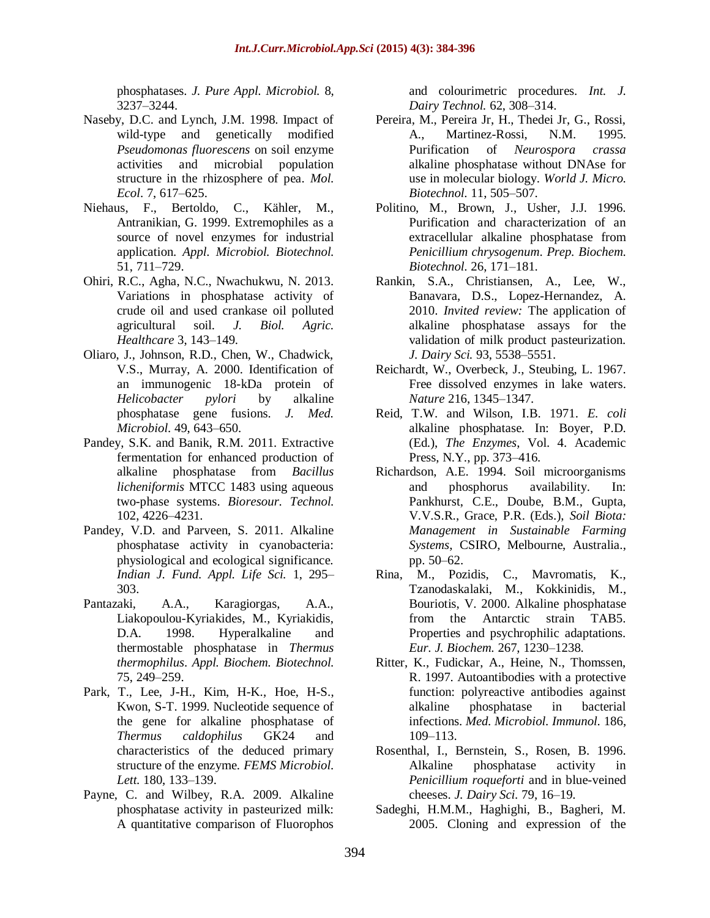phosphatases. *J. Pure Appl. Microbiol.* 8, 3237–3244.

Naseby, D.C. and Lynch, J.M. 1998. Impact of wild-type and genetically modified *Pseudomonas fluorescens* on soil enzyme activities and microbial population structure in the rhizosphere of pea. *Mol. Ecol*. 7, 617–625.

Niehaus, F., Bertoldo, C., Kähler, M., Antranikian, G. 1999. Extremophiles as a source of novel enzymes for industrial application. *Appl. Microbiol. Biotechnol.* 51, 711–729.

Ohiri, R.C., Agha, N.C., Nwachukwu, N. 2013. Variations in phosphatase activity of crude oil and used crankase oil polluted agricultural soil. *J. Biol. Agric. Healthcare* 3, 143–149.

Oliaro, J., Johnson, R.D., Chen, W., Chadwick, V.S., Murray, A. 2000. Identification of an immunogenic 18-kDa protein of *Helicobacter pylori* by alkaline phosphatase gene fusions. *J. Med. Microbiol.* 49, 643–650.

Pandey, S.K. and Banik, R.M. 2011. Extractive fermentation for enhanced production of alkaline phosphatase from *Bacillus licheniformis* MTCC 1483 using aqueous two-phase systems. *Bioresour. Technol.* 102, 4226–4231.

Pandey, V.D. and Parveen, S. 2011. Alkaline phosphatase activity in cyanobacteria: physiological and ecological significance. *Indian J. Fund. Appl. Life Sci.* 1, 295–303.

Pantazaki, A.A., Karagiorgas, A.A., Liakopoulou-Kyriakides, M., Kyriakidis, D.A. 1998. Hyperalkaline and thermostable phosphatase in *Thermus thermophilus*. *Appl. Biochem. Biotechnol.* 75, 249–259.

Park, T., Lee, J-H., Kim, H-K., Hoe, H-S., Kwon, S-T. 1999. Nucleotide sequence of the gene for alkaline phosphatase of *Thermus caldophilus* GK24 and characteristics of the deduced primary structure of the enzyme. *FEMS Microbiol. Lett.* 180, 133–139.

Payne, C. and Wilbey, R.A. 2009. Alkaline phosphatase activity in pasteurized milk: A quantitative comparison of Fluorophos and colourimetric procedures. *Int. J. Dairy Technol.* 62, 308–314.

Pereira, M., Pereira Jr, H., Thedei Jr, G., Rossi, A., Martinez-Rossi, N.M. 1995. Purification of *Neurospora crassa* alkaline phosphatase without DNAse for use in molecular biology. *World J. Micro. Biotechnol.* 11, 505–507.

Politino, M., Brown, J., Usher, J.J. 1996. Purification and characterization of an extracellular alkaline phosphatase from *Penicillium chrysogenum*. *Prep. Biochem. Biotechnol.* 26, 171–181.

Rankin, S.A., Christiansen, A., Lee, W., Banavara, D.S., Lopez-Hernandez, A. 2010. *Invited review:* The application of alkaline phosphatase assays for the validation of milk product pasteurization. *J. Dairy Sci.* 93, 5538–5551.

Reichardt, W., Overbeck, J., Steubing, L. 1967. Free dissolved enzymes in lake waters. *Nature* 216, 1345–1347.

Reid, T.W. and Wilson, I.B. 1971. *E. coli* alkaline phosphatase. In: Boyer, P.D. (Ed.), *The Enzymes*, Vol. 4. Academic Press, N.Y., pp. 373–416.

Richardson, A.E. 1994. Soil microorganisms and phosphorus availability. In: Pankhurst, C.E., Doube, B.M., Gupta, V.V.S.R., Grace, P.R. (Eds.), *Soil Biota: Management in Sustainable Farming Systems*, CSIRO, Melbourne, Australia., pp. 50–62.

Rina, M., Pozidis, C., Mavromatis, K., Tzanodaskalaki, M., Kokkinidis, M., Bouriotis, V. 2000. Alkaline phosphatase from the Antarctic strain TAB5. Properties and psychrophilic adaptations. *Eur. J. Biochem.* 267, 1230–1238.

Ritter, K., Fudickar, A., Heine, N., Thomssen, R. 1997. Autoantibodies with a protective function: polyreactive antibodies against alkaline phosphatase in bacterial infections. *Med. Microbiol. Immunol.* 186, 109–113.

Rosenthal, I., Bernstein, S., Rosen, B. 1996. Alkaline phosphatase activity in *Penicillium roqueforti* and in blue-veined cheeses. *J. Dairy Sci.* 79, 16–19.

Sadeghi, H.M.M., Haghighi, B., Bagheri, M. 2005. Cloning and expression of the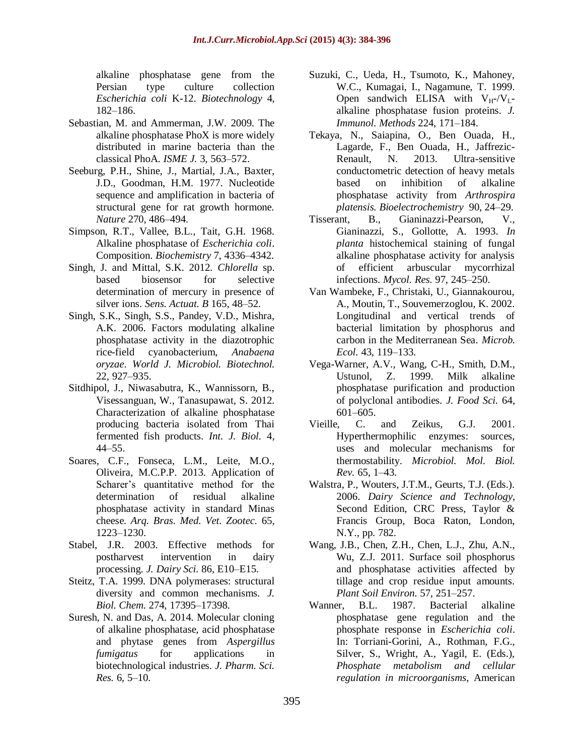alkaline phosphatase gene from the Persian type culture collection *Escherichia coli* K-12. *Biotechnology* 4, 182–186.

Sebastian, M. and Ammerman, J.W. 2009. The alkaline phosphatase PhoX is more widely distributed in marine bacteria than the classical PhoA. *ISME J.* 3, 563–572.

Seeburg, P.H., Shine, J., Martial, J.A., Baxter, J.D., Goodman, H.M. 1977. Nucleotide sequence and amplification in bacteria of structural gene for rat growth hormone. *Nature* 270, 486–494.

Simpson, R.T., Vallee, B.L., Tait, G.H. 1968. Alkaline phosphatase of *Escherichia coli*. Composition. *Biochemistry* 7, 4336–4342.

Singh, J. and Mittal, S.K. 2012. *Chlorella* sp. based biosensor for selective determination of mercury in presence of silver ions. *Sens. Actuat. B* 165, 48–52.

Singh, S.K., Singh, S.S., Pandey, V.D., Mishra, A.K. 2006. Factors modulating alkaline phosphatase activity in the diazotrophic rice-field cyanobacterium, *Anabaena oryzae*. *World J. Microbiol. Biotechnol.* 22, 927–935.

Sitdhipol, J., Niwasabutra, K., Wannissorn, B., Visessanguan, W., Tanasupawat, S. 2012. Characterization of alkaline phosphatase producing bacteria isolated from Thai fermented fish products. *Int. J. Biol.* 4, 44–55.

Soares, C.F., Fonseca, L.M., Leite, M.O., Oliveira, M.C.P.P. 2013. Application of Scharer's quantitative method for the determination of residual alkaline phosphatase activity in standard Minas cheese. *Arq. Bras. Med. Vet. Zootec.* 65, 1223–1230.

Stabel, J.R. 2003. Effective methods for postharvest intervention in dairy processing. *J. Dairy Sci.* 86, E10–E15.

Steitz, T.A. 1999. DNA polymerases: structural diversity and common mechanisms. *J. Biol. Chem.* 274, 17395–17398.

Suresh, N. and Das, A. 2014. Molecular cloning of alkaline phosphatase, acid phosphatase and phytase genes from *Aspergillus fumigatus* for applications in biotechnological industries. *J. Pharm. Sci. Res.* 6, 5–10.

Suzuki, C., Ueda, H., Tsumoto, K., Mahoney, W.C., Kumagai, I., Nagamune, T. 1999. Open sandwich ELISA with $V_H$-/$V_L$-alkaline phosphatase fusion proteins. *J. Immunol. Methods* 224, 171–184.

Tekaya, N., Saiapina, O., Ben Ouada, H., Lagarde, F., Ben Ouada, H., Jaffrezic-Renault, N. 2013. Ultra-sensitive conductometric detection of heavy metals based on inhibition of alkaline phosphatase activity from *Arthrospira platensis*. *Bioelectrochemistry* 90, 24–29.

Tisserant, B., Gianinazzi-Pearson, V., Gianinazzi, S., Gollotte, A. 1993. *In planta* histochemical staining of fungal alkaline phosphatase activity for analysis of efficient arbuscular mycorrhizal infections. *Mycol. Res.* 97, 245–250.

Van Wambeke, F., Christaki, U., Giannakourou, A., Moutin, T., Souvemerzoglou, K. 2002. Longitudinal and vertical trends of bacterial limitation by phosphorus and carbon in the Mediterranean Sea. *Microb. Ecol.* 43, 119–133.

Vega-Warner, A.V., Wang, C-H., Smith, D.M., Ustunol, Z. 1999. Milk alkaline phosphatase purification and production of polyclonal antibodies. *J. Food Sci.* 64, 601–605.

Vieille, C. and Zeikus, G.J. 2001. Hyperthermophilic enzymes: sources, uses and molecular mechanisms for thermostability. *Microbiol. Mol. Biol. Rev.* 65, 1–43.

Walstra, P., Wouters, J.T.M., Geurts, T.J. (Eds.). 2006. *Dairy Science and Technology*, Second Edition, CRC Press, Taylor & Francis Group, Boca Raton, London, N.Y., pp. 782.

Wang, J.B., Chen, Z.H., Chen, L.J., Zhu, A.N., Wu, Z.J. 2011. Surface soil phosphorus and phosphatase activities affected by tillage and crop residue input amounts. *Plant Soil Environ.* 57, 251–257.

Wanner, B.L. 1987. Bacterial alkaline phosphatase gene regulation and the phosphate response in *Escherichia coli*. In: Torriani-Gorini, A., Rothman, F.G., Silver, S., Wright, A., Yagil, E. (Eds.), *Phosphate metabolism and cellular regulation in microorganisms*, American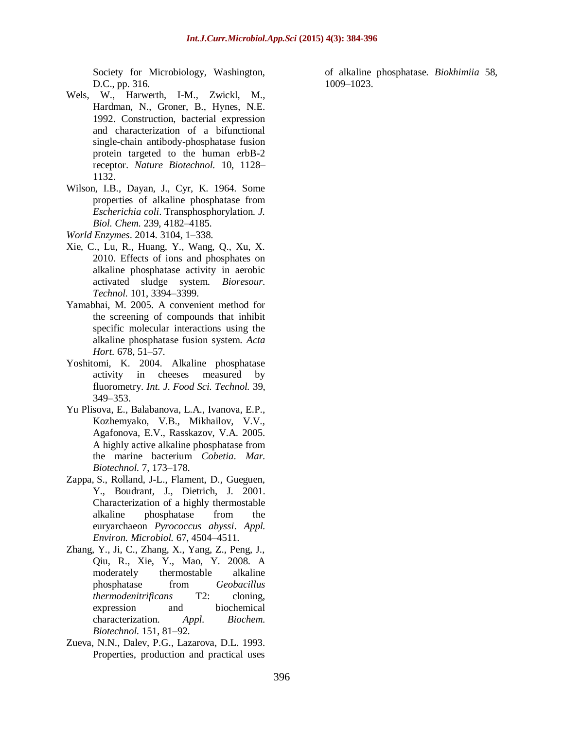Society for Microbiology, Washington, D.C., pp. 316.

Wels, W., Harwerth, I-M., Zwickl, M., Hardman, N., Groner, B., Hynes, N.E. 1992. Construction, bacterial expression and characterization of a bifunctional single-chain antibody-phosphatase fusion protein targeted to the human erbB-2 receptor. *Nature Biotechnol.* 10, 1128–1132.

Wilson, I.B., Dayan, J., Cyr, K. 1964. Some properties of alkaline phosphatase from *Escherichia coli*. Transphosphorylation. *J. Biol. Chem.* 239, 4182–4185.

*World Enzymes*. 2014. 3104, 1–338.

Xie, C., Lu, R., Huang, Y., Wang, Q., Xu, X. 2010. Effects of ions and phosphates on alkaline phosphatase activity in aerobic activated sludge system. *Bioresour. Technol.* 101, 3394–3399.

Yamabhai, M. 2005. A convenient method for the screening of compounds that inhibit specific molecular interactions using the alkaline phosphatase fusion system. *Acta Hort.* 678, 51–57.

Yoshitomi, K. 2004. Alkaline phosphatase activity in cheeses measured by fluorometry. *Int. J. Food Sci. Technol.* 39, 349–353.

Yu Plisova, E., Balabanova, L.A., Ivanova, E.P., Kozhemyako, V.B., Mikhailov, V.V., Agafonova, E.V., Rasskazov, V.A. 2005. A highly active alkaline phosphatase from the marine bacterium *Cobetia*. *Mar. Biotechnol.* 7, 173–178.

Zappa, S., Rolland, J-L., Flament, D., Gueguen, Y., Boudrant, J., Dietrich, J. 2001. Characterization of a highly thermostable alkaline phosphatase from the euryarchaeon *Pyrococcus abyssi*. *Appl. Environ. Microbiol.* 67, 4504–4511.

Zhang, Y., Ji, C., Zhang, X., Yang, Z., Peng, J., Qiu, R., Xie, Y., Mao, Y. 2008. A moderately thermostable alkaline phosphatase from *Geobacillus thermodenitrificans* T2: cloning, expression and biochemical characterization. *Appl. Biochem. Biotechnol.* 151, 81–92.

Zueva, N.N., Dalev, P.G., Lazarova, D.L. 1993. Properties, production and practical uses of alkaline phosphatase. *Biokhimiia* 58, 1009–1023.